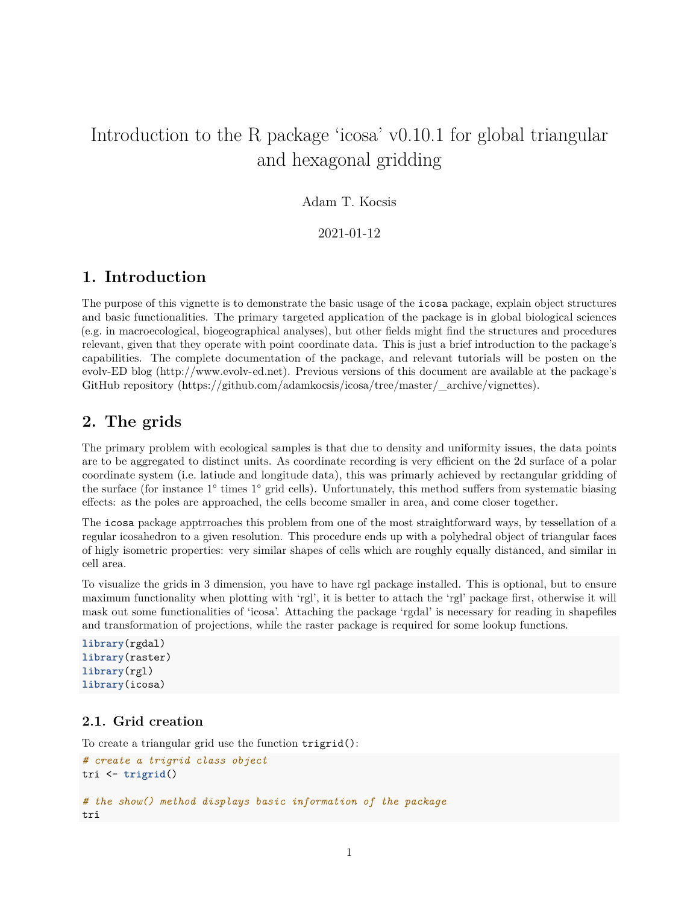# Introduction to the R package 'icosa' v0.10.1 for global triangular and hexagonal gridding

Adam T. Kocsis

2021-01-12

## 1. Introduction

The purpose of this vignette is to demonstrate the basic usage of the `icosa` package, explain object structures and basic functionalities. The primary targeted application of the package is in global biological sciences (e.g. in macroecological, biogeographical analyses), but other fields might find the structures and procedures relevant, given that they operate with point coordinate data. This is just a brief introduction to the package's capabilities. The complete documentation of the package, and relevant tutorials will be posten on the evolv-ED blog (http://www.evolv-ed.net). Previous versions of this document are available at the package's GitHub repository (https://github.com/adamkocsis/icosa/tree/master/_archive/vignettes).

## 2. The grids

The primary problem with ecological samples is that due to density and uniformity issues, the data points are to be aggregated to distinct units. As coordinate recording is very efficient on the 2d surface of a polar coordinate system (i.e. latiude and longitude data), this was primarly achieved by rectangular gridding of the surface (for instance 1° times 1° grid cells). Unfortunately, this method suffers from systematic biasing effects: as the poles are approached, the cells become smaller in area, and come closer together.

The `icosa` package apptrroaches this problem from one of the most straightforward ways, by tessellation of a regular icosahedron to a given resolution. This procedure ends up with a polyhedral object of triangular faces of higly isometric properties: very similar shapes of cells which are roughly equally distanced, and similar in cell area.

To visualize the grids in 3 dimension, you have to have rgl package installed. This is optional, but to ensure maximum functionality when plotting with 'rgl', it is better to attach the 'rgl' package first, otherwise it will mask out some functionalities of 'icosa'. Attaching the package 'rgdal' is necessary for reading in shapefiles and transformation of projections, while the raster package is required for some lookup functions.

```
library(rgdal)
library(raster)
library(rgl)
library(icosa)
```

### 2.1. Grid creation

To create a triangular grid use the function `trigrid()`:

```
# create a trigrid class object
tri <- trigrid()

# the show() method displays basic information of the package
tri
```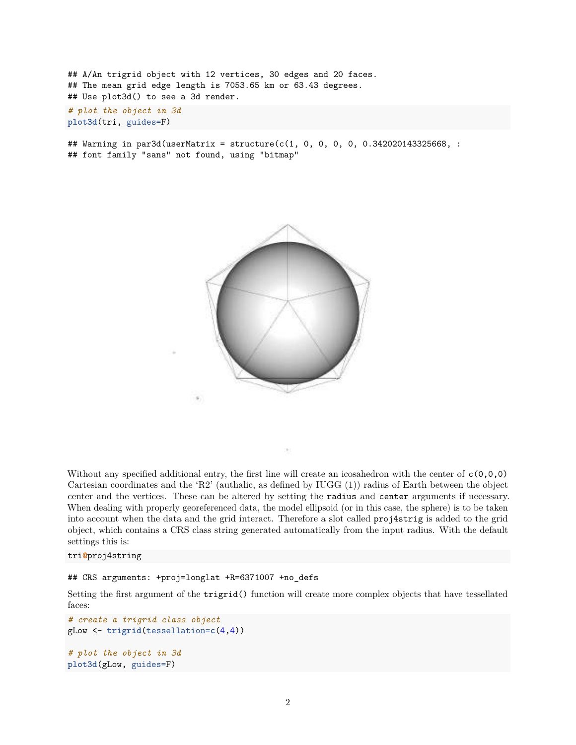```
## A/An trigrid object with 12 vertices, 30 edges and 20 faces.
## The mean grid edge length is 7053.65 km or 63.43 degrees.
## Use plot3d() to see a 3d render.
```

```
# plot the object in 3d
plot3d(tri, guides=F)
```

```
## Warning in par3d(userMatrix = structure(c(1, 0, 0, 0, 0, 0.342020143325668, :
## font family "sans" not found, using "bitmap"
```

Without any specified additional entry, the first line will create an icosahedron with the center of `c(0,0,0)` Cartesian coordinates and the 'R2' (authalic, as defined by IUGG (1)) radius of Earth between the object center and the vertices. These can be altered by setting the `radius` and `center` arguments if necessary. When dealing with properly georeferenced data, the model ellipsoid (or in this case, the sphere) is to be taken into account when the data and the grid interact. Therefore a slot called `proj4strig` is added to the grid object, which contains a CRS class string generated automatically from the input radius. With the default settings this is:

```
tri@proj4string
```

```
## CRS arguments: +proj=longlat +R=6371007 +no_defs
```

Setting the first argument of the `trigrid()` function will create more complex objects that have tessellated faces:

```
# create a trigrid class object
gLow <- trigrid(tessellation=c(4,4))

# plot the object in 3d
plot3d(gLow, guides=F)
```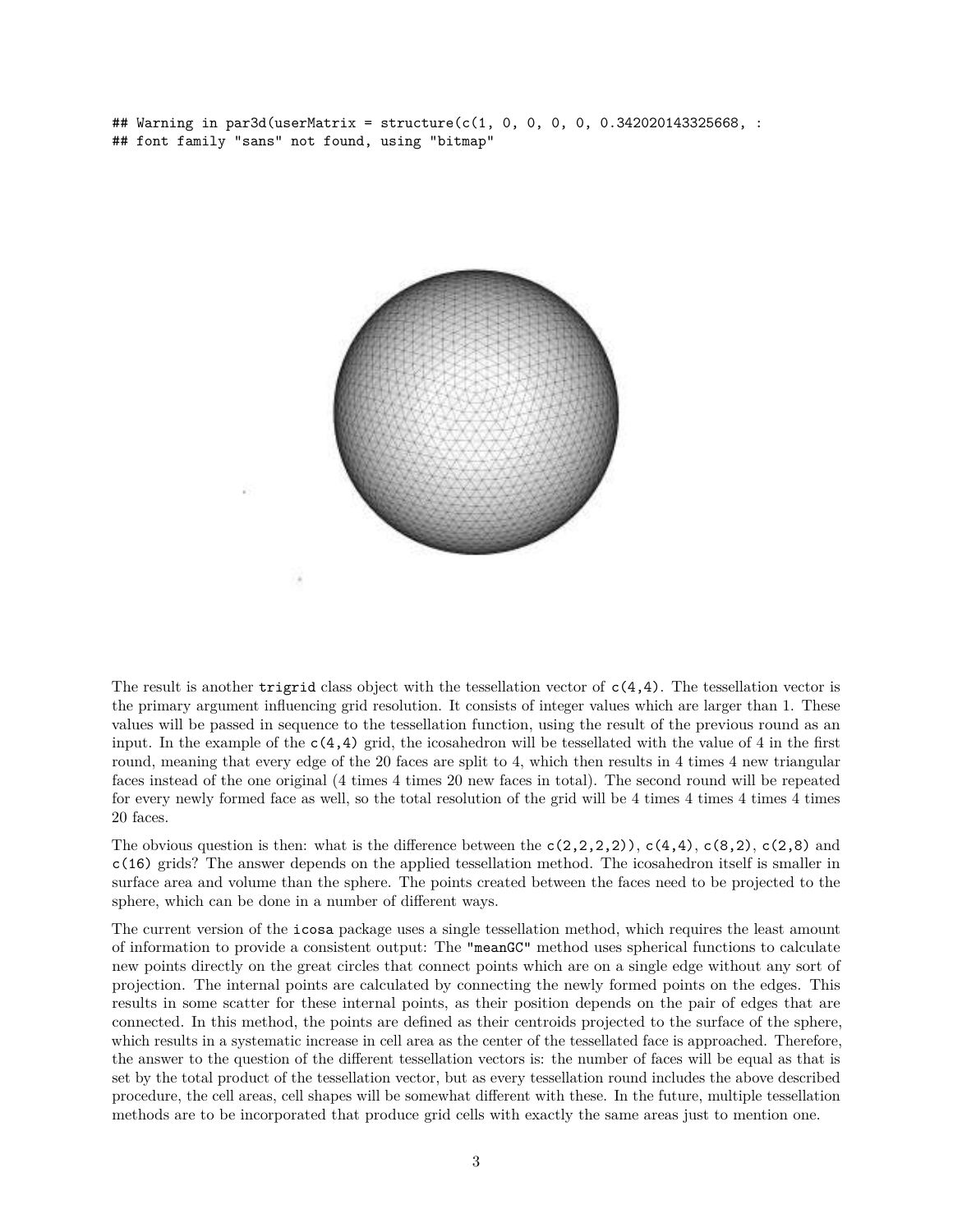```
## Warning in par3d(userMatrix = structure(c(1, 0, 0, 0, 0, 0.342020143325668, :
## font family "sans" not found, using "bitmap"
```

The result is another `trigrid` class object with the tessellation vector of `c(4,4)`. The tessellation vector is the primary argument influencing grid resolution. It consists of integer values which are larger than 1. These values will be passed in sequence to the tessellation function, using the result of the previous round as an input. In the example of the `c(4,4)` grid, the icosahedron will be tessellated with the value of 4 in the first round, meaning that every edge of the 20 faces are split to 4, which then results in 4 times 4 new triangular faces instead of the one original (4 times 4 times 20 new faces in total). The second round will be repeated for every newly formed face as well, so the total resolution of the grid will be 4 times 4 times 4 times 4 times 20 faces.

The obvious question is then: what is the difference between the `c(2,2,2,2))`, `c(4,4)`, `c(8,2)`, `c(2,8)` and `c(16)` grids? The answer depends on the applied tessellation method. The icosahedron itself is smaller in surface area and volume than the sphere. The points created between the faces need to be projected to the sphere, which can be done in a number of different ways.

The current version of the `icosa` package uses a single tessellation method, which requires the least amount of information to provide a consistent output: The `"meanGC"` method uses spherical functions to calculate new points directly on the great circles that connect points which are on a single edge without any sort of projection. The internal points are calculated by connecting the newly formed points on the edges. This results in some scatter for these internal points, as their position depends on the pair of edges that are connected. In this method, the points are defined as their centroids projected to the surface of the sphere, which results in a systematic increase in cell area as the center of the tessellated face is approached. Therefore, the answer to the question of the different tessellation vectors is: the number of faces will be equal as that is set by the total product of the tessellation vector, but as every tessellation round includes the above described procedure, the cell areas, cell shapes will be somewhat different with these. In the future, multiple tessellation methods are to be incorporated that produce grid cells with exactly the same areas just to mention one.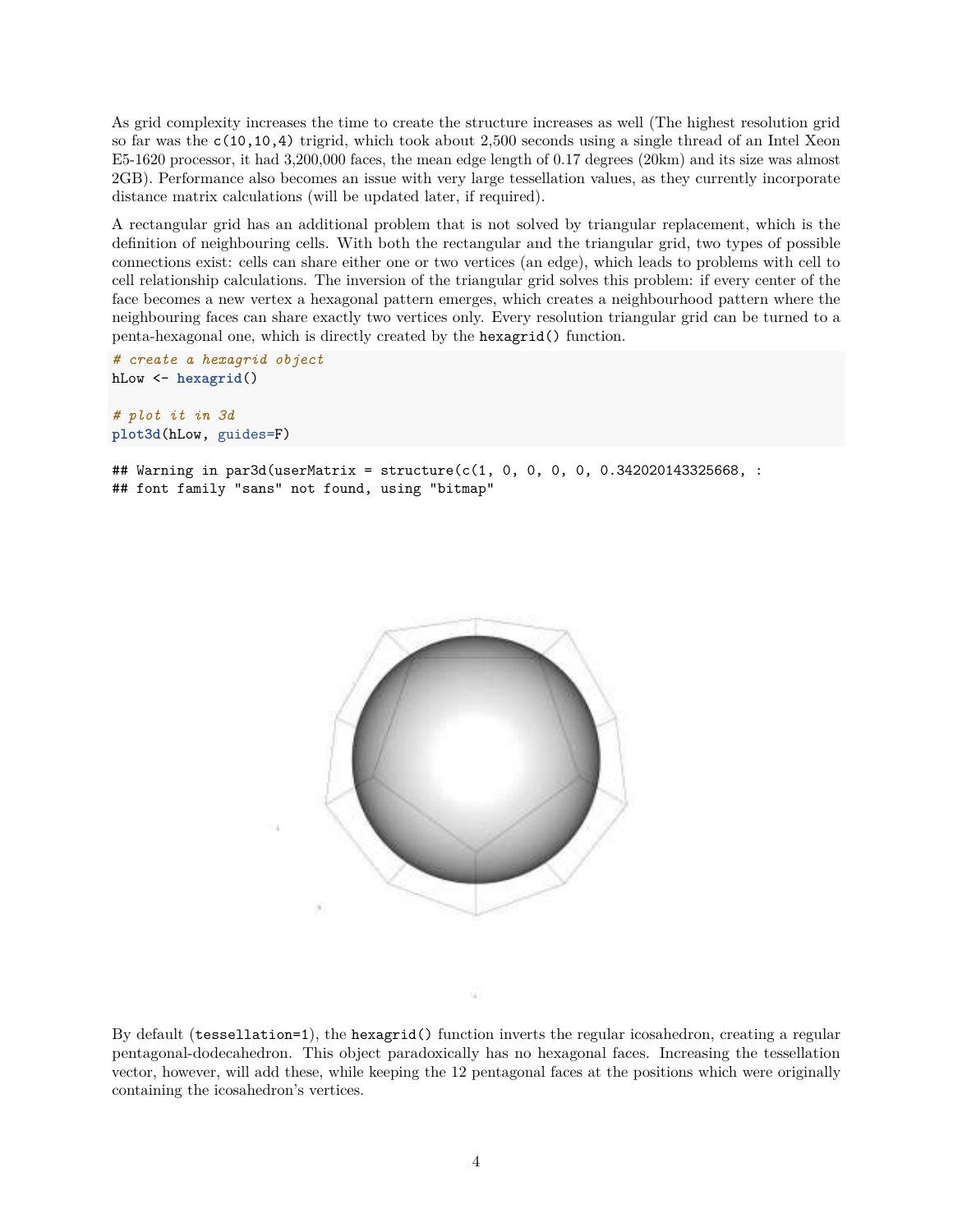As grid complexity increases the time to create the structure increases as well (The highest resolution grid so far was the `c(10,10,4)` trigrid, which took about 2,500 seconds using a single thread of an Intel Xeon E5-1620 processor, it had 3,200,000 faces, the mean edge length of 0.17 degrees (20km) and its size was almost 2GB). Performance also becomes an issue with very large tessellation values, as they currently incorporate distance matrix calculations (will be updated later, if required).

A rectangular grid has an additional problem that is not solved by triangular replacement, which is the definition of neighbouring cells. With both the rectangular and the triangular grid, two types of possible connections exist: cells can share either one or two vertices (an edge), which leads to problems with cell to cell relationship calculations. The inversion of the triangular grid solves this problem: if every center of the face becomes a new vertex a hexagonal pattern emerges, which creates a neighbourhood pattern where the neighbouring faces can share exactly two vertices only. Every resolution triangular grid can be turned to a penta-hexagonal one, which is directly created by the `hexagrid()` function.

```
# create a hexagrid object
hLow <- hexagrid()

# plot it in 3d
plot3d(hLow, guides=F)
```

```
## Warning in par3d(userMatrix = structure(c(1, 0, 0, 0, 0, 0.342020143325668, :
## font family "sans" not found, using "bitmap"
```

By default (`tessellation=1`), the `hexagrid()` function inverts the regular icosahedron, creating a regular pentagonal-dodecahedron. This object paradoxically has no hexagonal faces. Increasing the tessellation vector, however, will add these, while keeping the 12 pentagonal faces at the positions which were originally containing the icosahedron's vertices.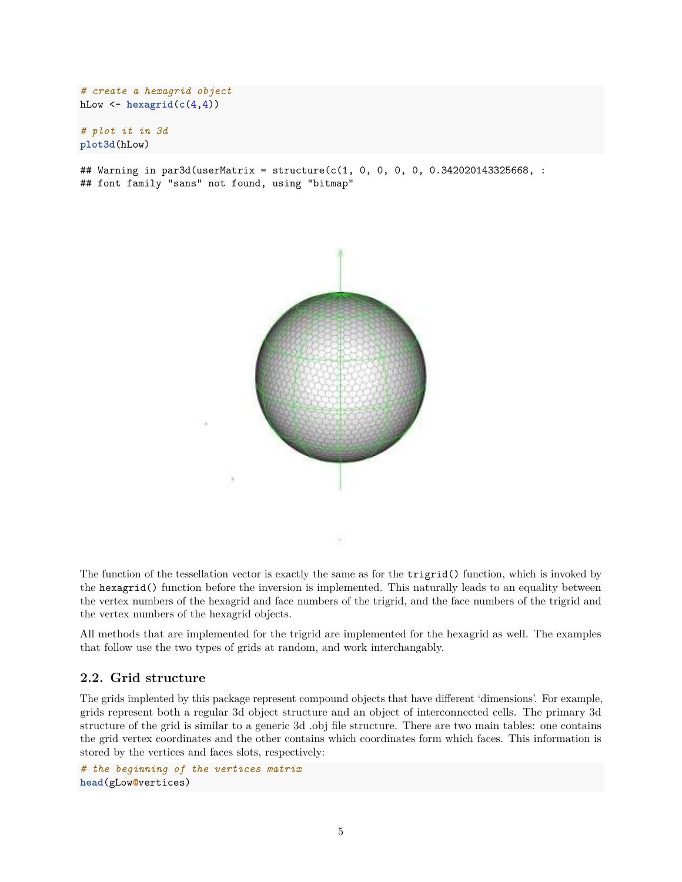```
# create a hexagrid object
hLow <- hexagrid(c(4,4))

# plot it in 3d
plot3d(hLow)
```

```
## Warning in par3d(userMatrix = structure(c(1, 0, 0, 0, 0, 0.342020143325668, :
## font family "sans" not found, using "bitmap"
```

The function of the tessellation vector is exactly the same as for the `trigrid()` function, which is invoked by the `hexagrid()` function before the inversion is implemented. This naturally leads to an equality between the vertex numbers of the hexagrid and face numbers of the trigrid, and the face numbers of the trigrid and the vertex numbers of the hexagrid objects.

All methods that are implemented for the trigrid are implemented for the hexagrid as well. The examples that follow use the two types of grids at random, and work interchangably.

## 2.2. Grid structure

The grids implented by this package represent compound objects that have different 'dimensions'. For example, grids represent both a regular 3d object structure and an object of interconnected cells. The primary 3d structure of the grid is similar to a generic 3d .obj file structure. There are two main tables: one contains the grid vertex coordinates and the other contains which coordinates form which faces. This information is stored by the vertices and faces slots, respectively:

```
# the beginning of the vertices matrix
head(gLow@vertices)
```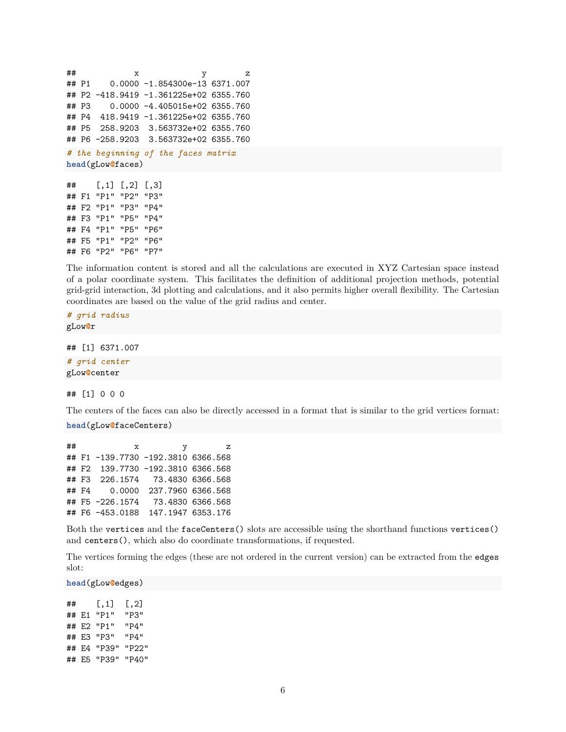```
##           x             y        z
## P1    0.0000 -1.854300e-13 6371.007
## P2 -418.9419 -1.361225e+02 6355.760
## P3    0.0000 -4.405015e+02 6355.760
## P4  418.9419 -1.361225e+02 6355.760
## P5  258.9203  3.563732e+02 6355.760
## P6 -258.9203  3.563732e+02 6355.760
```

```
# the beginning of the faces matrix
head(gLow@faces)
```

```
##    [,1] [,2] [,3]
## F1 "P1" "P2" "P3"
## F2 "P1" "P3" "P4"
## F3 "P1" "P5" "P4"
## F4 "P1" "P5" "P6"
## F5 "P1" "P2" "P6"
## F6 "P2" "P6" "P7"
```

The information content is stored and all the calculations are executed in XYZ Cartesian space instead of a polar coordinate system. This facilitates the definition of additional projection methods, potential grid-grid interaction, 3d plotting and calculations, and it also permits higher overall flexibility. The Cartesian coordinates are based on the value of the grid radius and center.

```
# grid radius
gLow@r
```

```
## [1] 6371.007
```

```
# grid center
gLow@center
```

```
## [1] 0 0 0
```

The centers of the faces can also be directly accessed in a format that is similar to the grid vertices format:

```
head(gLow@faceCenters)
```

```
##           x         y        z
## F1 -139.7730 -192.3810 6366.568
## F2  139.7730 -192.3810 6366.568
## F3  226.1574   73.4830 6366.568
## F4    0.0000  237.7960 6366.568
## F5 -226.1574   73.4830 6366.568
## F6 -453.0188  147.1947 6353.176
```

Both the `vertices` and the `faceCenters()` slots are accessible using the shorthand functions `vertices()` and `centers()`, which also do coordinate transformations, if requested.

The vertices forming the edges (these are not ordered in the current version) can be extracted from the `edges` slot:

```
head(gLow@edges)
```

```
##    [,1]  [,2]
## E1 "P1"  "P3"
## E2 "P1"  "P4"
## E3 "P3"  "P4"
## E4 "P39" "P22"
## E5 "P39" "P40"
```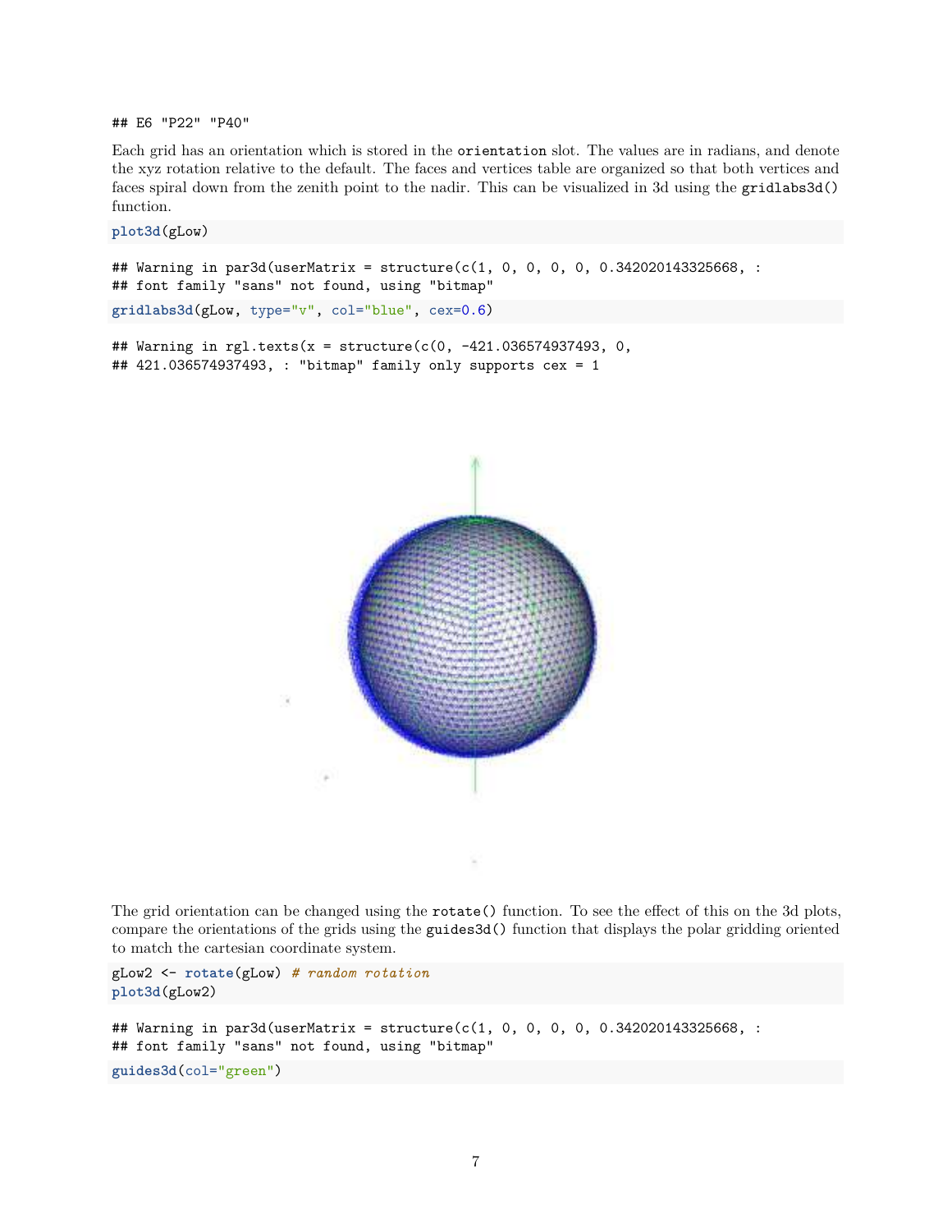```
## E6 "P22" "P40"
```

Each grid has an orientation which is stored in the `orientation` slot. The values are in radians, and denote the xyz rotation relative to the default. The faces and vertices table are organized so that both vertices and faces spiral down from the zenith point to the nadir. This can be visualized in 3d using the `gridlabs3d()` function.

```
plot3d(gLow)
```

```
## Warning in par3d(userMatrix = structure(c(1, 0, 0, 0, 0, 0.342020143325668, :
## font family "sans" not found, using "bitmap"
```

```
gridlabs3d(gLow, type="v", col="blue", cex=0.6)
```

```
## Warning in rgl.texts(x = structure(c(0, -421.036574937493, 0,
## 421.036574937493, : "bitmap" family only supports cex = 1
```

The grid orientation can be changed using the `rotate()` function. To see the effect of this on the 3d plots, compare the orientations of the grids using the `guides3d()` function that displays the polar gridding oriented to match the cartesian coordinate system.

```
gLow2 <- rotate(gLow) # random rotation
plot3d(gLow2)
```

```
## Warning in par3d(userMatrix = structure(c(1, 0, 0, 0, 0, 0.342020143325668, :
## font family "sans" not found, using "bitmap"
```

```
guides3d(col="green")
```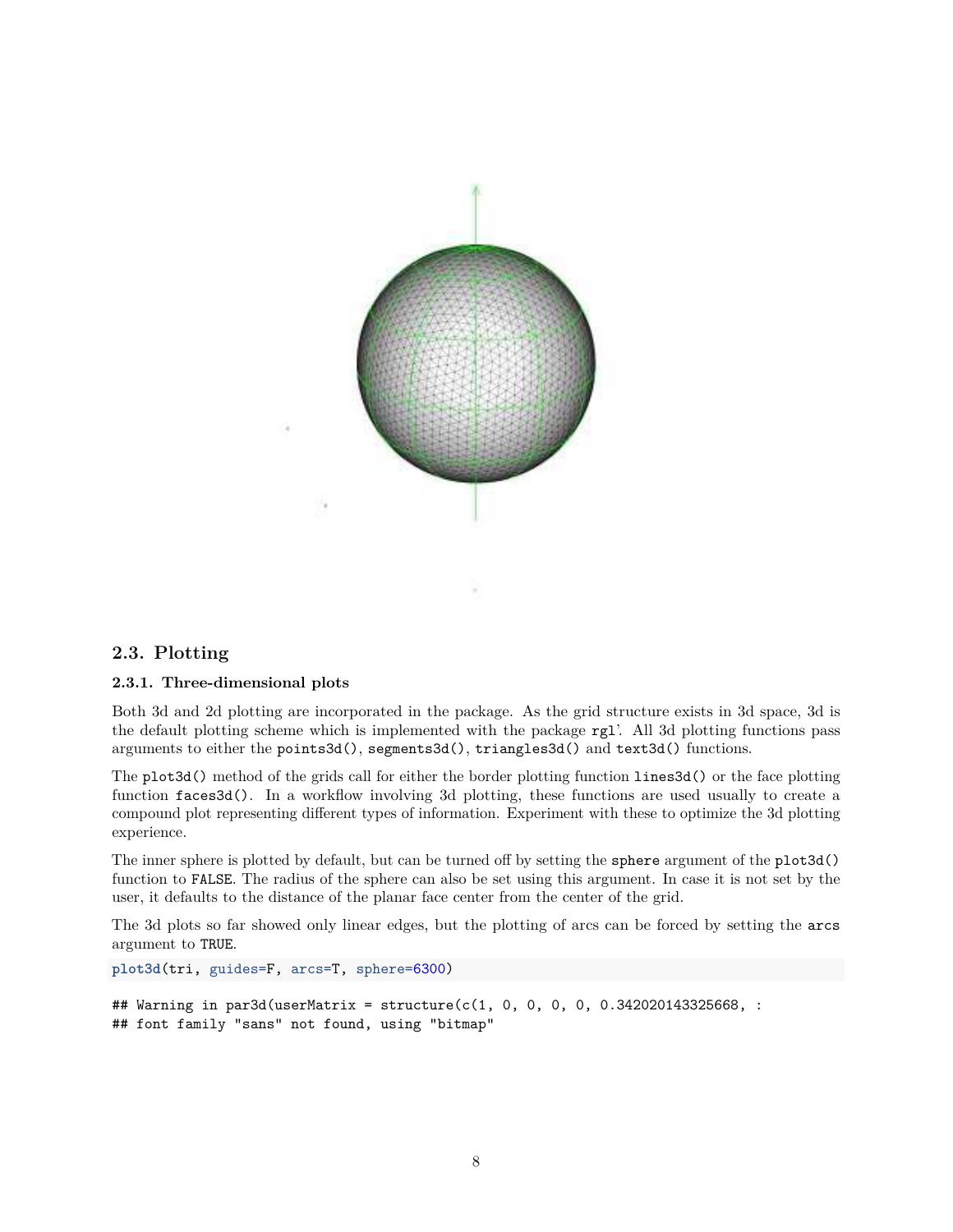### 2.3. Plotting

#### 2.3.1. Three-dimensional plots

Both 3d and 2d plotting are incorporated in the package. As the grid structure exists in 3d space, 3d is the default plotting scheme which is implemented with the package rgl'. All 3d plotting functions pass arguments to either the `points3d()`, `segments3d()`, `triangles3d()` and `text3d()` functions.

The `plot3d()` method of the grids call for either the border plotting function `lines3d()` or the face plotting function `faces3d()`. In a workflow involving 3d plotting, these functions are used usually to create a compound plot representing different types of information. Experiment with these to optimize the 3d plotting experience.

The inner sphere is plotted by default, but can be turned off by setting the `sphere` argument of the `plot3d()` function to `FALSE`. The radius of the sphere can also be set using this argument. In case it is not set by the user, it defaults to the distance of the planar face center from the center of the grid.

The 3d plots so far showed only linear edges, but the plotting of arcs can be forced by setting the `arcs` argument to `TRUE`.

```
plot3d(tri, guides=F, arcs=T, sphere=6300)
```

```
## Warning in par3d(userMatrix = structure(c(1, 0, 0, 0, 0, 0.342020143325668, :
## font family "sans" not found, using "bitmap"
```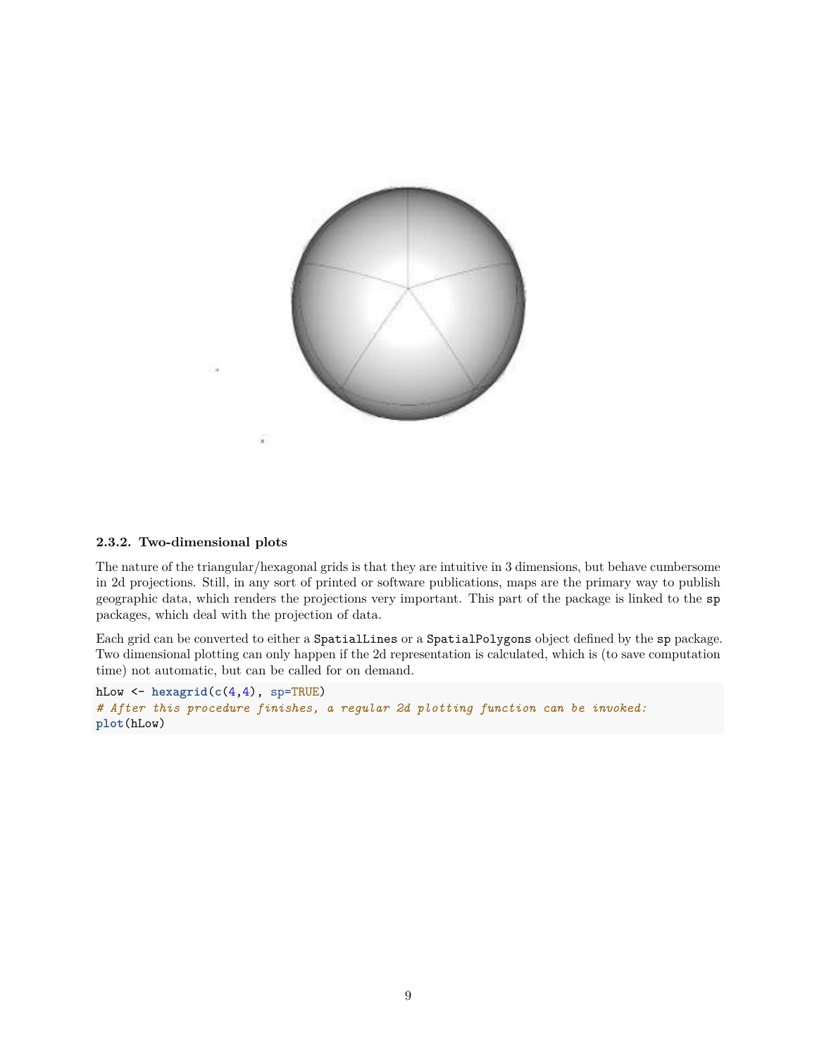### 2.3.2. Two-dimensional plots

The nature of the triangular/hexagonal grids is that they are intuitive in 3 dimensions, but behave cumbersome in 2d projections. Still, in any sort of printed or software publications, maps are the primary way to publish geographic data, which renders the projections very important. This part of the package is linked to the `sp` packages, which deal with the projection of data.

Each grid can be converted to either a `SpatialLines` or a `SpatialPolygons` object defined by the `sp` package. Two dimensional plotting can only happen if the 2d representation is calculated, which is (to save computation time) not automatic, but can be called for on demand.

```
hLow <- hexagrid(c(4,4), sp=TRUE)
# After this procedure finishes, a regular 2d plotting function can be invoked:
plot(hLow)
```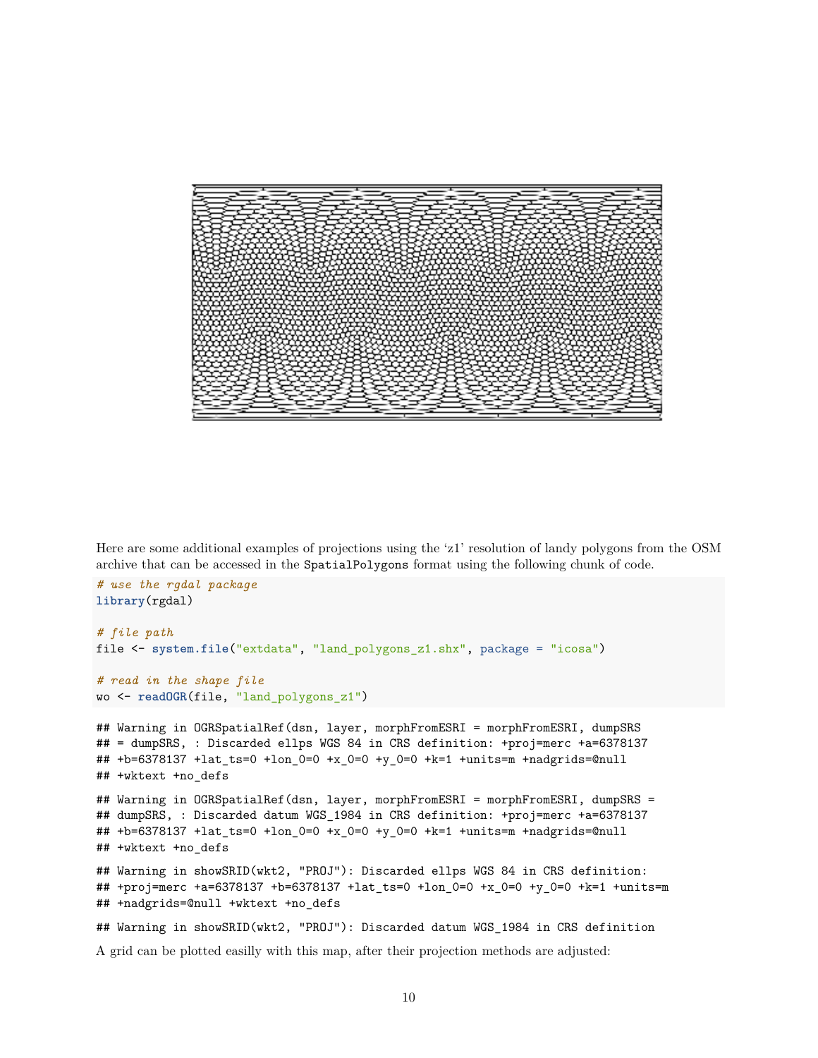Here are some additional examples of projections using the 'z1' resolution of landy polygons from the OSM archive that can be accessed in the `SpatialPolygons` format using the following chunk of code.

```
# use the rgdal package
library(rgdal)

# file path
file <- system.file("extdata", "land_polygons_z1.shx", package = "icosa")

# read in the shape file
wo <- readOGR(file, "land_polygons_z1")
```

```
## Warning in OGRSpatialRef(dsn, layer, morphFromESRI = morphFromESRI, dumpSRS
## = dumpSRS, : Discarded ellps WGS 84 in CRS definition: +proj=merc +a=6378137
## +b=6378137 +lat_ts=0 +lon_0=0 +x_0=0 +y_0=0 +k=1 +units=m +nadgrids=@null
## +wktext +no_defs

## Warning in OGRSpatialRef(dsn, layer, morphFromESRI = morphFromESRI, dumpSRS =
## dumpSRS, : Discarded datum WGS_1984 in CRS definition: +proj=merc +a=6378137
## +b=6378137 +lat_ts=0 +lon_0=0 +x_0=0 +y_0=0 +k=1 +units=m +nadgrids=@null
## +wktext +no_defs

## Warning in showSRID(wkt2, "PROJ"): Discarded ellps WGS 84 in CRS definition:
## +proj=merc +a=6378137 +b=6378137 +lat_ts=0 +lon_0=0 +x_0=0 +y_0=0 +k=1 +units=m
## +nadgrids=@null +wktext +no_defs

## Warning in showSRID(wkt2, "PROJ"): Discarded datum WGS_1984 in CRS definition
```

A grid can be plotted easilly with this map, after their projection methods are adjusted: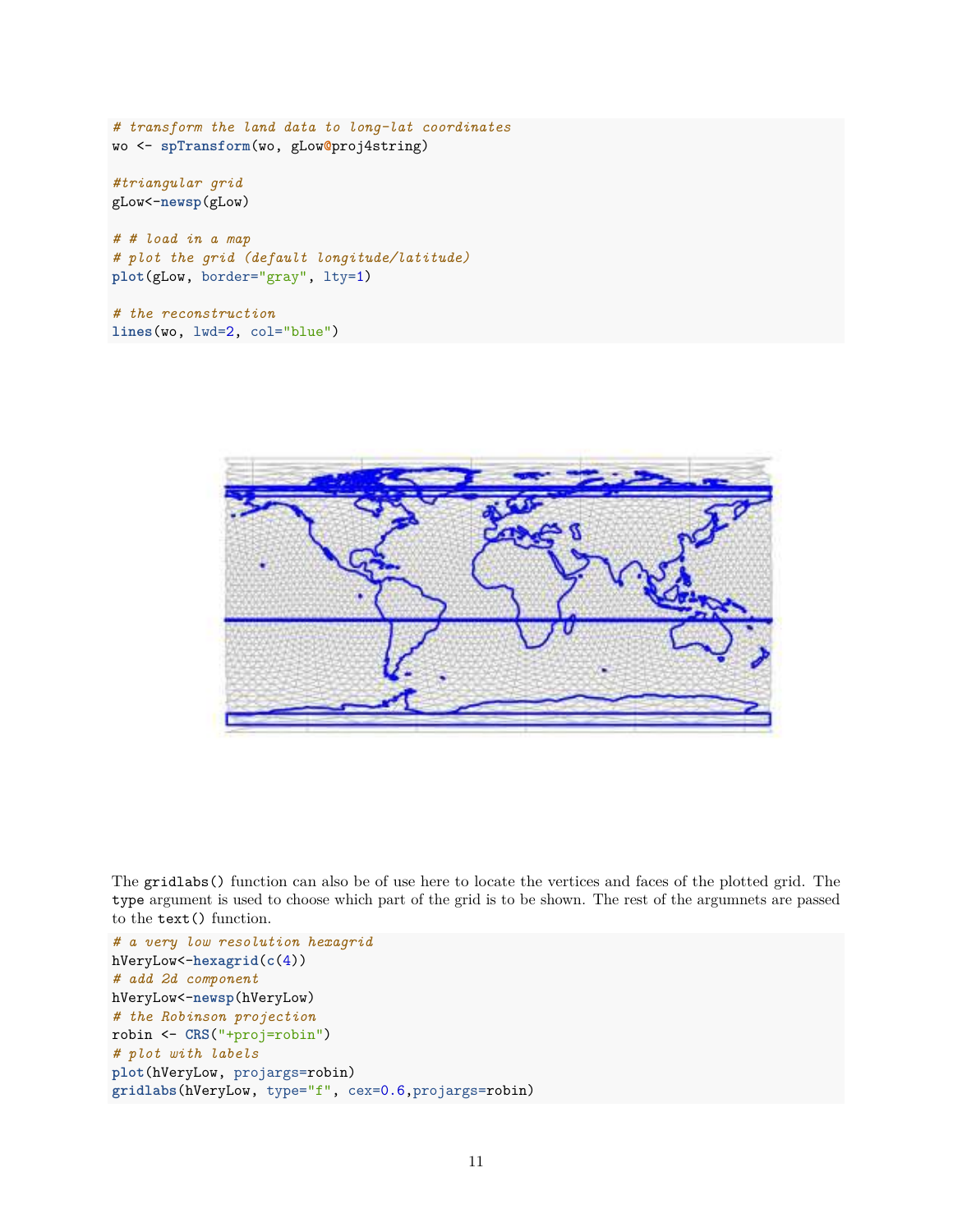```
# transform the land data to long-lat coordinates
wo <- spTransform(wo, gLow@proj4string)

#triangular grid
gLow<-newsp(gLow)

# # load in a map
# plot the grid (default longitude/latitude)
plot(gLow, border="gray", lty=1)

# the reconstruction
lines(wo, lwd=2, col="blue")
```

The gridlabs() function can also be of use here to locate the vertices and faces of the plotted grid. The type argument is used to choose which part of the grid is to be shown. The rest of the argumnets are passed to the text() function.

```
# a very low resolution hexagrid
hVeryLow<-hexagrid(c(4))
# add 2d component
hVeryLow<-newsp(hVeryLow)
# the Robinson projection
robin <- CRS("+proj=robin")
# plot with labels
plot(hVeryLow, projargs=robin)
gridlabs(hVeryLow, type="f", cex=0.6,projargs=robin)
```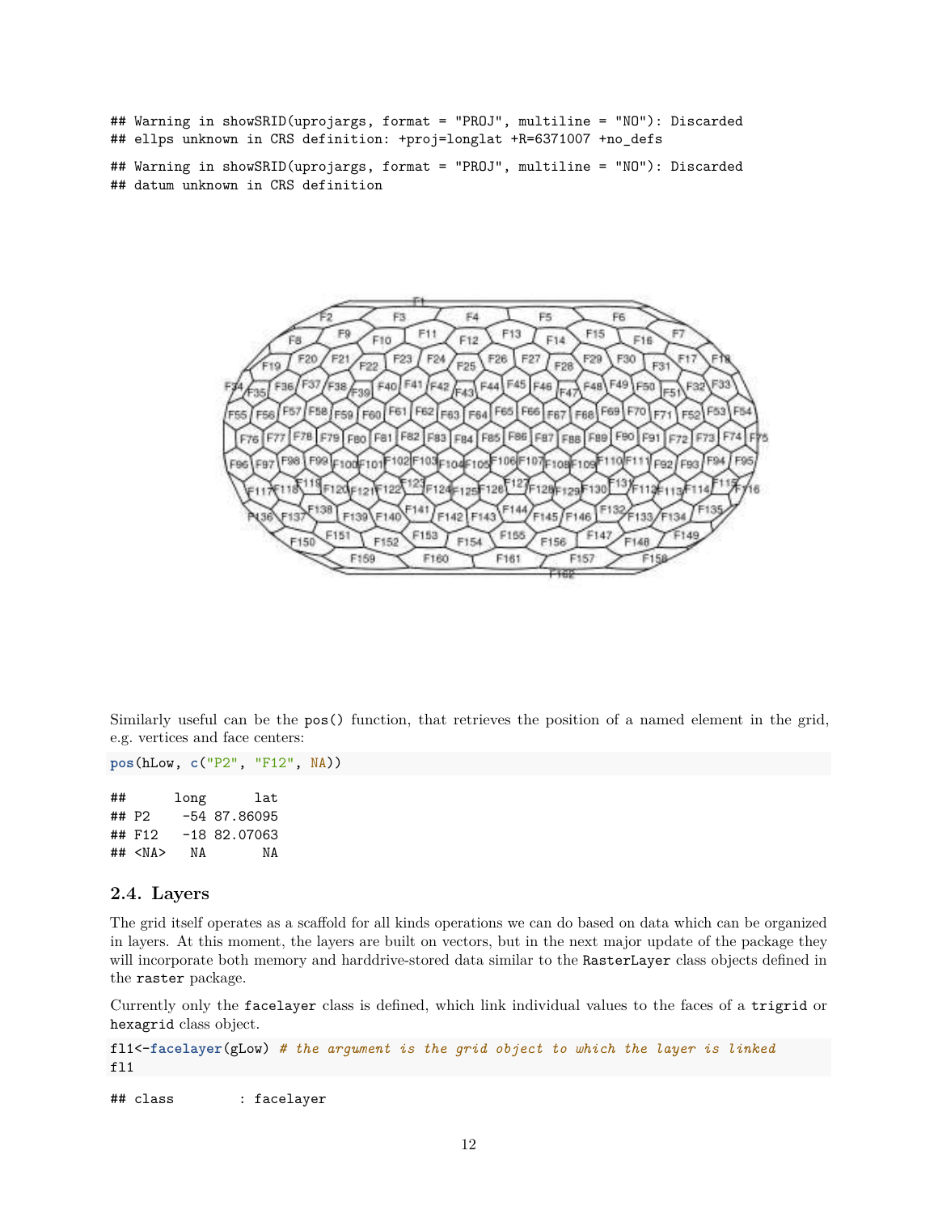```
## Warning in showSRID(uprojargs, format = "PROJ", multiline = "NO"): Discarded
## ellps unknown in CRS definition: +proj=longlat +R=6371007 +no_defs

## Warning in showSRID(uprojargs, format = "PROJ", multiline = "NO"): Discarded
## datum unknown in CRS definition
```

Similarly useful can be the `pos()` function, that retrieves the position of a named element in the grid, e.g. vertices and face centers:

```
pos(hLow, c("P2", "F12", NA))
```

```
##       long      lat
## P2     -54 87.86095
## F12    -18 82.07063
## <NA>    NA       NA
```

## 2.4. Layers

The grid itself operates as a scaffold for all kinds operations we can do based on data which can be organized in layers. At this moment, the layers are built on vectors, but in the next major update of the package they will incorporate both memory and harddrive-stored data similar to the `RasterLayer` class objects defined in the `raster` package.

Currently only the `facelayer` class is defined, which link individual values to the faces of a `trigrid` or `hexagrid` class object.

```
fl1<-facelayer(gLow) # the argument is the grid object to which the layer is linked
fl1
```

```
## class        : facelayer
```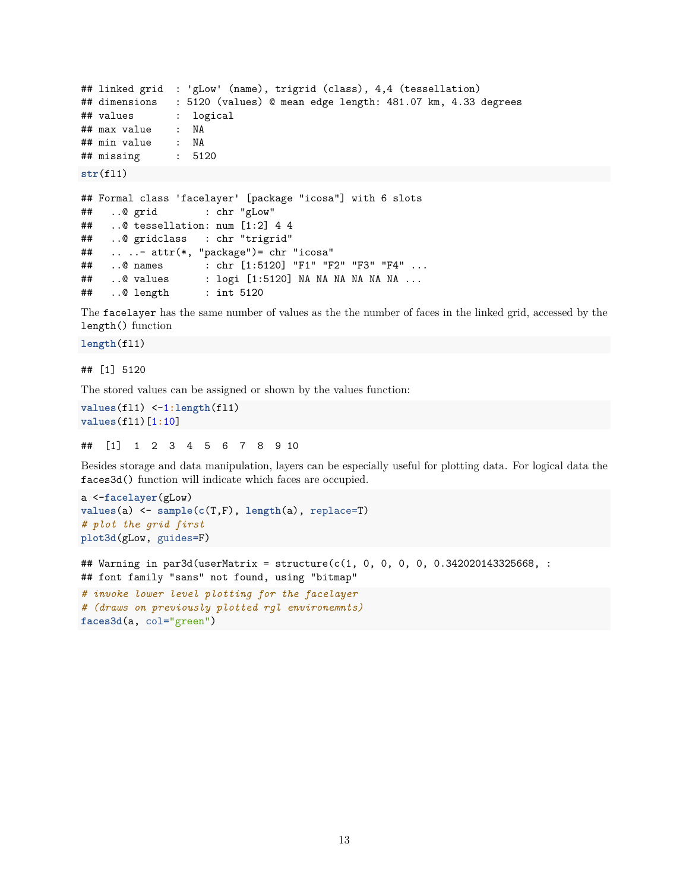```
## linked grid  : 'gLow' (name), trigrid (class), 4,4 (tessellation)
## dimensions   : 5120 (values) @ mean edge length: 481.07 km, 4.33 degrees
## values       :  logical
## max value    :  NA
## min value    :  NA
## missing      :  5120
```

```
str(fl1)
```

```
## Formal class 'facelayer' [package "icosa"] with 6 slots
##   ..@ grid        : chr "gLow"
##   ..@ tessellation: num [1:2] 4 4
##   ..@ gridclass   : chr "trigrid"
##   .. ..- attr(*, "package")= chr "icosa"
##   ..@ names       : chr [1:5120] "F1" "F2" "F3" "F4" ...
##   ..@ values      : logi [1:5120] NA NA NA NA NA NA ...
##   ..@ length      : int 5120
```

The `facelayer` has the same number of values as the the number of faces in the linked grid, accessed by the `length()` function

```
length(fl1)
```

```
## [1] 5120
```

The stored values can be assigned or shown by the values function:

```
values(fl1) <-1:length(fl1)
values(fl1)[1:10]
```

```
##  [1]  1  2  3  4  5  6  7  8  9 10
```

Besides storage and data manipulation, layers can be especially useful for plotting data. For logical data the `faces3d()` function will indicate which faces are occupied.

```
a <-facelayer(gLow)
values(a) <- sample(c(T,F), length(a), replace=T)
# plot the grid first
plot3d(gLow, guides=F)
```

```
## Warning in par3d(userMatrix = structure(c(1, 0, 0, 0, 0, 0.342020143325668, :
## font family "sans" not found, using "bitmap"
```

```
# invoke lower level plotting for the facelayer
# (draws on previously plotted rgl environemmts)
faces3d(a, col="green")
```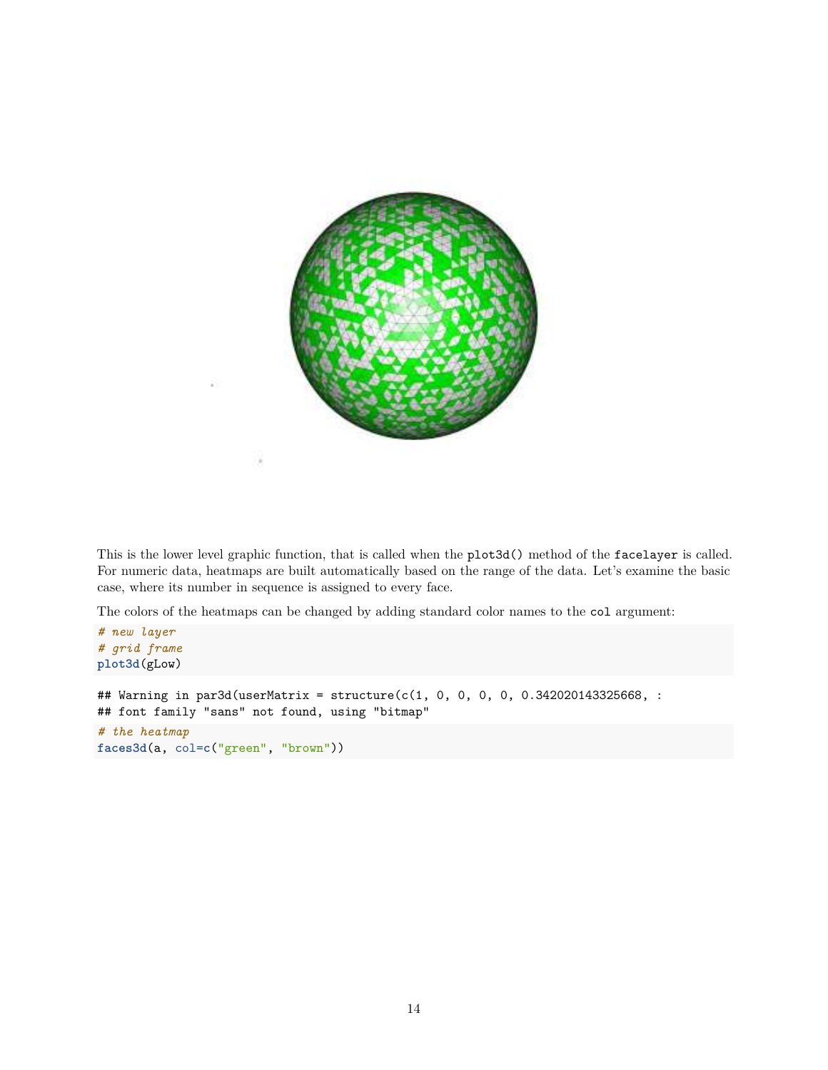This is the lower level graphic function, that is called when the `plot3d()` method of the `facelayer` is called. For numeric data, heatmaps are built automatically based on the range of the data. Let's examine the basic case, where its number in sequence is assigned to every face.

The colors of the heatmaps can be changed by adding standard color names to the `col` argument:

```
# new layer
# grid frame
plot3d(gLow)
```

```
## Warning in par3d(userMatrix = structure(c(1, 0, 0, 0, 0, 0.342020143325668, :
## font family "sans" not found, using "bitmap"
```

```
# the heatmap
faces3d(a, col=c("green", "brown"))
```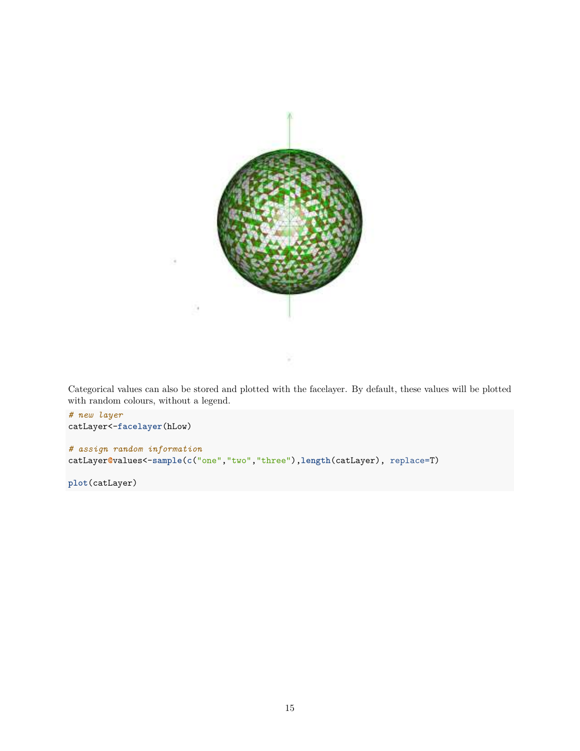Categorical values can also be stored and plotted with the facelayer. By default, these values will be plotted with random colours, without a legend.

```
# new layer
catLayer<-facelayer(hLow)

# assign random information
catLayer@values<-sample(c("one","two","three"),length(catLayer), replace=T)

plot(catLayer)
```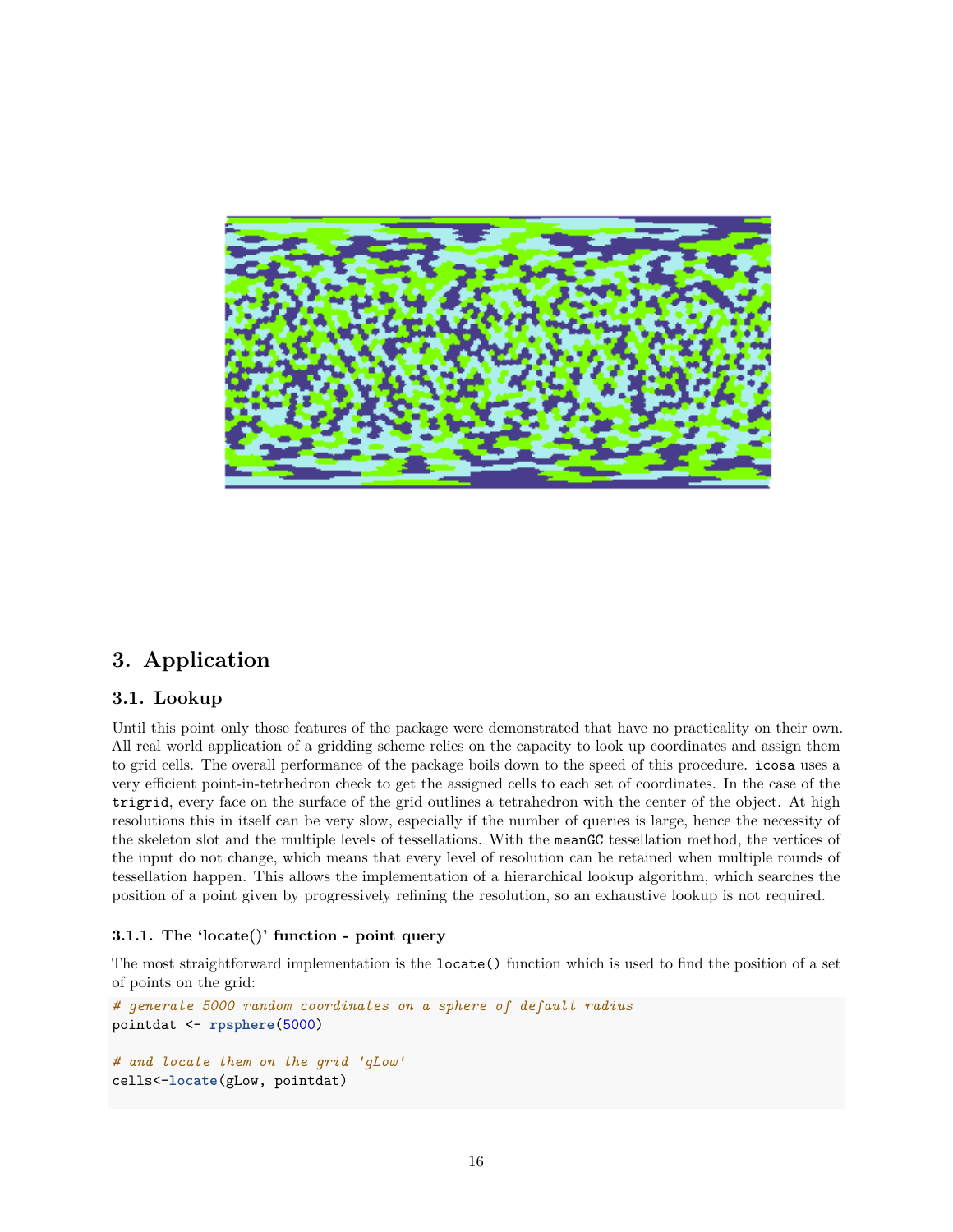# 3. Application

## 3.1. Lookup

Until this point only those features of the package were demonstrated that have no practicality on their own. All real world application of a gridding scheme relies on the capacity to look up coordinates and assign them to grid cells. The overall performance of the package boils down to the speed of this procedure. `icosa` uses a very efficient point-in-tetrhedron check to get the assigned cells to each set of coordinates. In the case of the `trigrid`, every face on the surface of the grid outlines a tetrahedron with the center of the object. At high resolutions this in itself can be very slow, especially if the number of queries is large, hence the necessity of the skeleton slot and the multiple levels of tessellations. With the `meanGC` tessellation method, the vertices of the input do not change, which means that every level of resolution can be retained when multiple rounds of tessellation happen. This allows the implementation of a hierarchical lookup algorithm, which searches the position of a point given by progressively refining the resolution, so an exhaustive lookup is not required.

### 3.1.1. The 'locate()' function - point query

The most straightforward implementation is the `locate()` function which is used to find the position of a set of points on the grid:

```
# generate 5000 random coordinates on a sphere of default radius
pointdat <- rpsphere(5000)

# and locate them on the grid 'gLow'
cells<-locate(gLow, pointdat)
```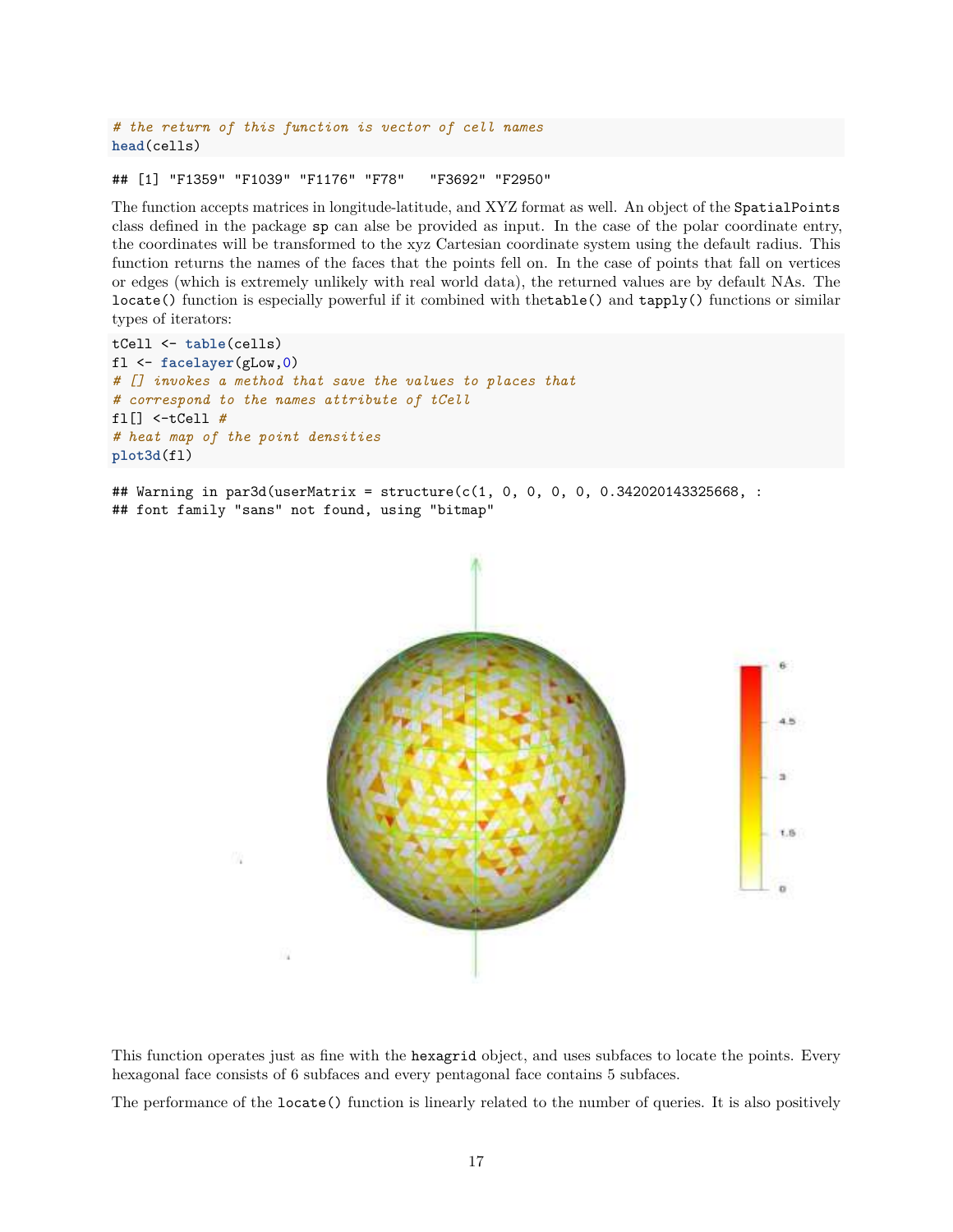```
# the return of this function is vector of cell names
head(cells)
```

```
## [1] "F1359" "F1039" "F1176" "F78"   "F3692" "F2950"
```

The function accepts matrices in longitude-latitude, and XYZ format as well. An object of the `SpatialPoints` class defined in the package `sp` can alse be provided as input. In the case of the polar coordinate entry, the coordinates will be transformed to the xyz Cartesian coordinate system using the default radius. This function returns the names of the faces that the points fell on. In the case of points that fall on vertices or edges (which is extremely unlikely with real world data), the returned values are by default NAs. The `locate()` function is especially powerful if it combined with the`table()` and `tapply()` functions or similar types of iterators:

```
tCell <- table(cells)
fl <- facelayer(gLow,0)
# [] invokes a method that save the values to places that
# correspond to the names attribute of tCell
fl[] <-tCell #
# heat map of the point densities
plot3d(fl)
```

```
## Warning in par3d(userMatrix = structure(c(1, 0, 0, 0, 0, 0.342020143325668, :
## font family "sans" not found, using "bitmap"
```

This function operates just as fine with the `hexagrid` object, and uses subfaces to locate the points. Every hexagonal face consists of 6 subfaces and every pentagonal face contains 5 subfaces.

The performance of the `locate()` function is linearly related to the number of queries. It is also positively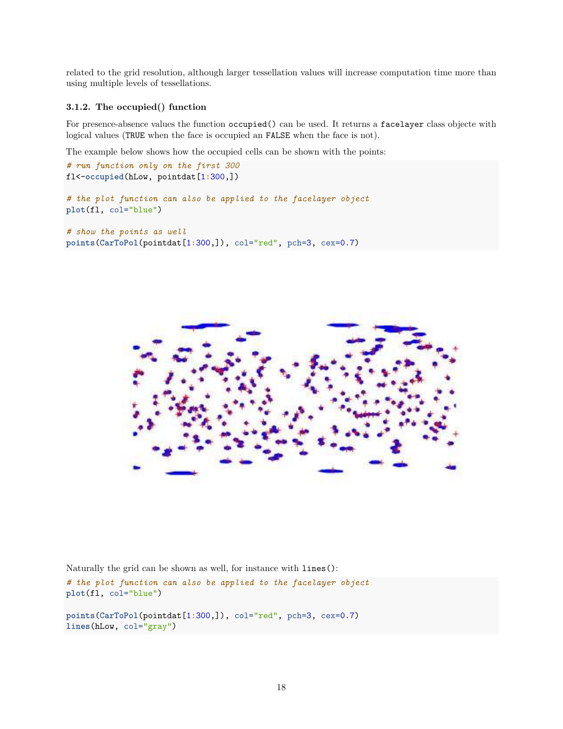related to the grid resolution, although larger tessellation values will increase computation time more than using multiple levels of tessellations.

### 3.1.2. The occupied() function

For presence-absence values the function `occupied()` can be used. It returns a `facelayer` class objecte with logical values (`TRUE` when the face is occupied an `FALSE` when the face is not).

The example below shows how the occupied cells can be shown with the points:

```
# run function only on the first 300
fl<-occupied(hLow, pointdat[1:300,])

# the plot function can also be applied to the facelayer object
plot(fl, col="blue")

# show the points as well
points(CarToPol(pointdat[1:300,]), col="red", pch=3, cex=0.7)
```

Naturally the grid can be shown as well, for instance with `lines()`:

```
# the plot function can also be applied to the facelayer object
plot(fl, col="blue")

points(CarToPol(pointdat[1:300,]), col="red", pch=3, cex=0.7)
lines(hLow, col="gray")
```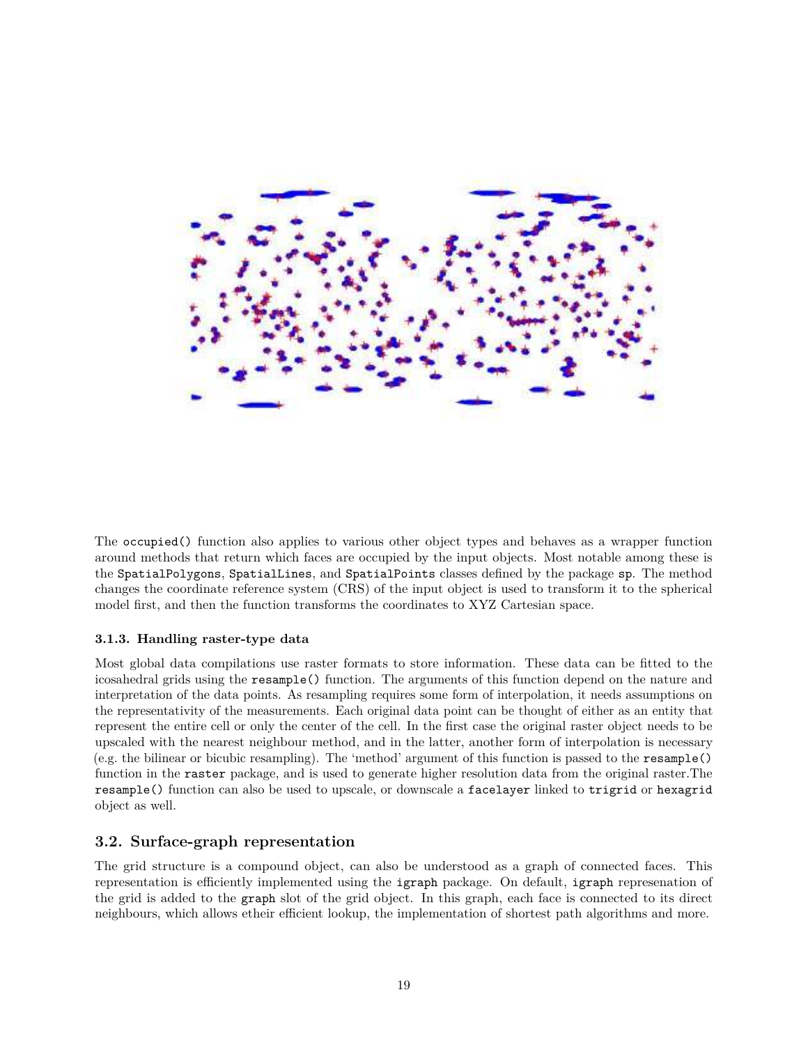The `occupied()` function also applies to various other object types and behaves as a wrapper function around methods that return which faces are occupied by the input objects. Most notable among these is the `SpatialPolygons`, `SpatialLines`, and `SpatialPoints` classes defined by the package `sp`. The method changes the coordinate reference system (CRS) of the input object is used to transform it to the spherical model first, and then the function transforms the coordinates to XYZ Cartesian space.

#### 3.1.3. Handling raster-type data

Most global data compilations use raster formats to store information. These data can be fitted to the icosahedral grids using the `resample()` function. The arguments of this function depend on the nature and interpretation of the data points. As resampling requires some form of interpolation, it needs assumptions on the representativity of the measurements. Each original data point can be thought of either as an entity that represent the entire cell or only the center of the cell. In the first case the original raster object needs to be upscaled with the nearest neighbour method, and in the latter, another form of interpolation is necessary (e.g. the bilinear or bicubic resampling). The 'method' argument of this function is passed to the `resample()` function in the `raster` package, and is used to generate higher resolution data from the original raster.The `resample()` function can also be used to upscale, or downscale a `facelayer` linked to `trigrid` or `hexagrid` object as well.

### 3.2. Surface-graph representation

The grid structure is a compound object, can also be understood as a graph of connected faces. This representation is efficiently implemented using the `igraph` package. On default, `igraph` represenation of the grid is added to the `graph` slot of the grid object. In this graph, each face is connected to its direct neighbours, which allows etheir efficient lookup, the implementation of shortest path algorithms and more.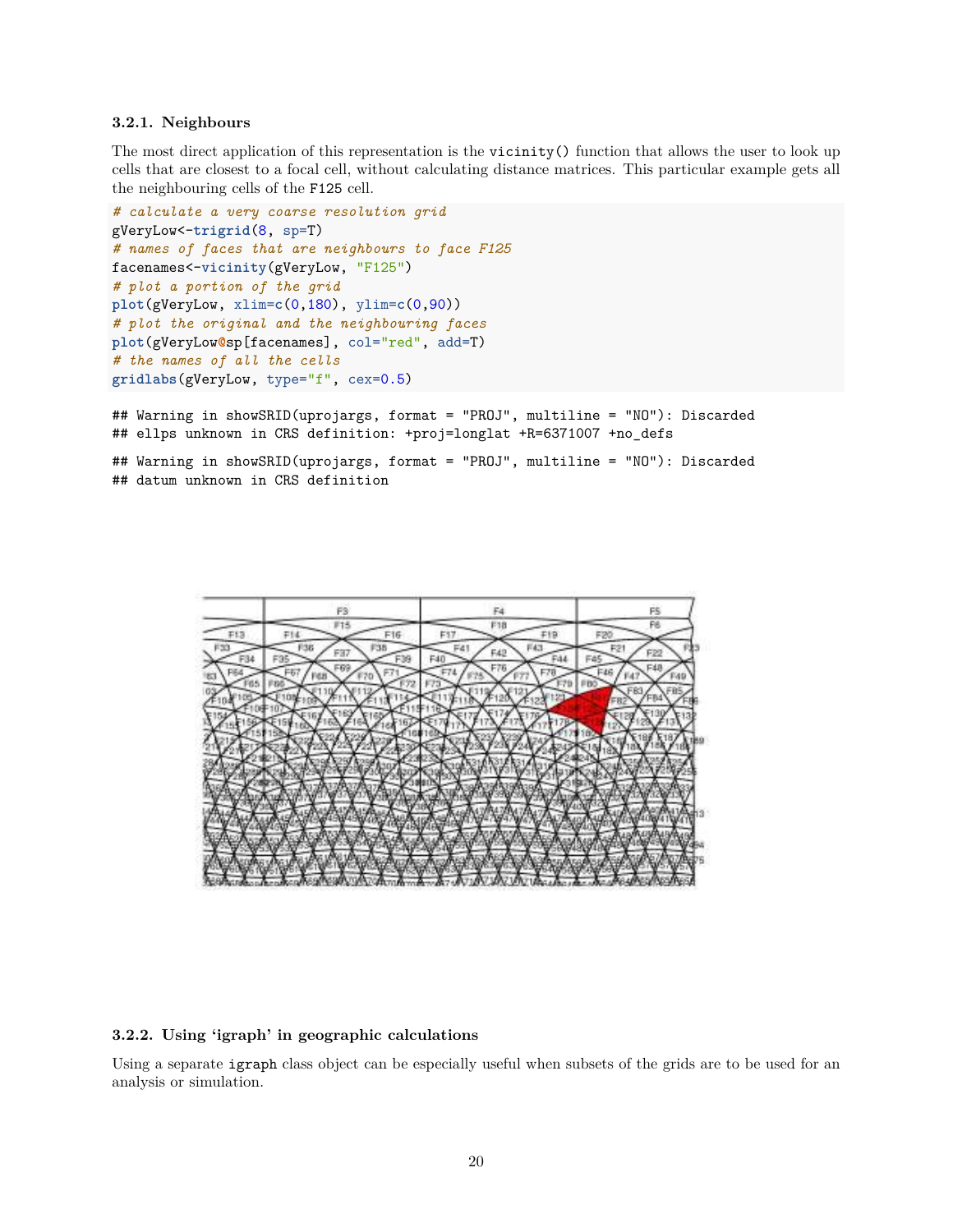### 3.2.1. Neighbours

The most direct application of this representation is the `vicinity()` function that allows the user to look up cells that are closest to a focal cell, without calculating distance matrices. This particular example gets all the neighbouring cells of the `F125` cell.

```
# calculate a very coarse resolution grid
gVeryLow<-trigrid(8, sp=T)
# names of faces that are neighbours to face F125
facenames<-vicinity(gVeryLow, "F125")
# plot a portion of the grid
plot(gVeryLow, xlim=c(0,180), ylim=c(0,90))
# plot the original and the neighbouring faces
plot(gVeryLow@sp[facenames], col="red", add=T)
# the names of all the cells
gridlabs(gVeryLow, type="f", cex=0.5)
```

```
## Warning in showSRID(uprojargs, format = "PROJ", multiline = "NO"): Discarded
## ellps unknown in CRS definition: +proj=longlat +R=6371007 +no_defs

## Warning in showSRID(uprojargs, format = "PROJ", multiline = "NO"): Discarded
## datum unknown in CRS definition
```

### 3.2.2. Using 'igraph' in geographic calculations

Using a separate `igraph` class object can be especially useful when subsets of the grids are to be used for an analysis or simulation.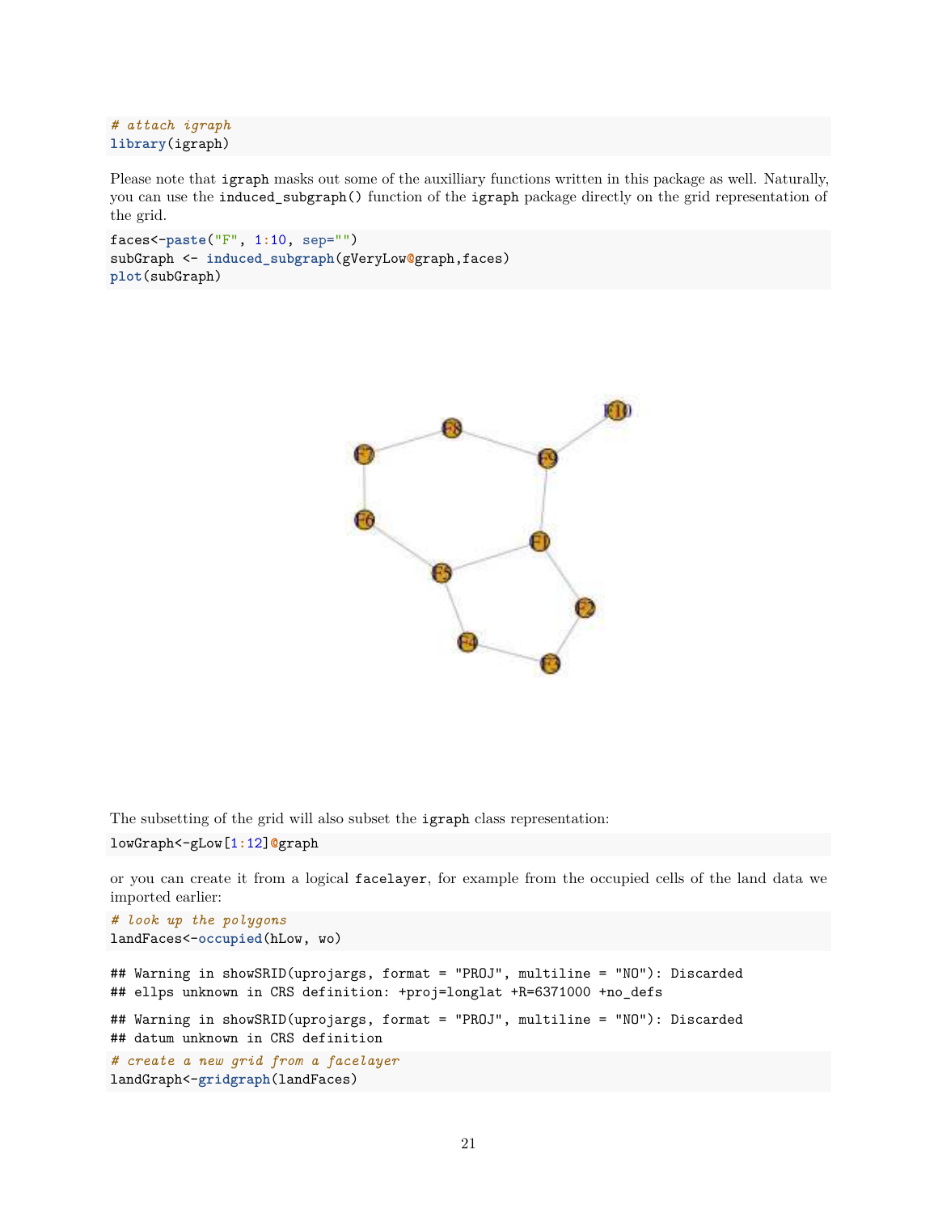```
# attach igraph
library(igraph)
```

Please note that `igraph` masks out some of the auxilliary functions written in this package as well. Naturally, you can use the `induced_subgraph()` function of the `igraph` package directly on the grid representation of the grid.

```
faces<-paste("F", 1:10, sep="")
subGraph <- induced_subgraph(gVeryLow@graph,faces)
plot(subGraph)
```

The subsetting of the grid will also subset the `igraph` class representation:

```
lowGraph<-gLow[1:12]@graph
```

or you can create it from a logical `facelayer`, for example from the occupied cells of the land data we imported earlier:

```
# look up the polygons
landFaces<-occupied(hLow, wo)
```

```
## Warning in showSRID(uprojargs, format = "PROJ", multiline = "NO"): Discarded
## ellps unknown in CRS definition: +proj=longlat +R=6371000 +no_defs
```

```
## Warning in showSRID(uprojargs, format = "PROJ", multiline = "NO"): Discarded
## datum unknown in CRS definition
```

```
# create a new grid from a facelayer
landGraph<-gridgraph(landFaces)
```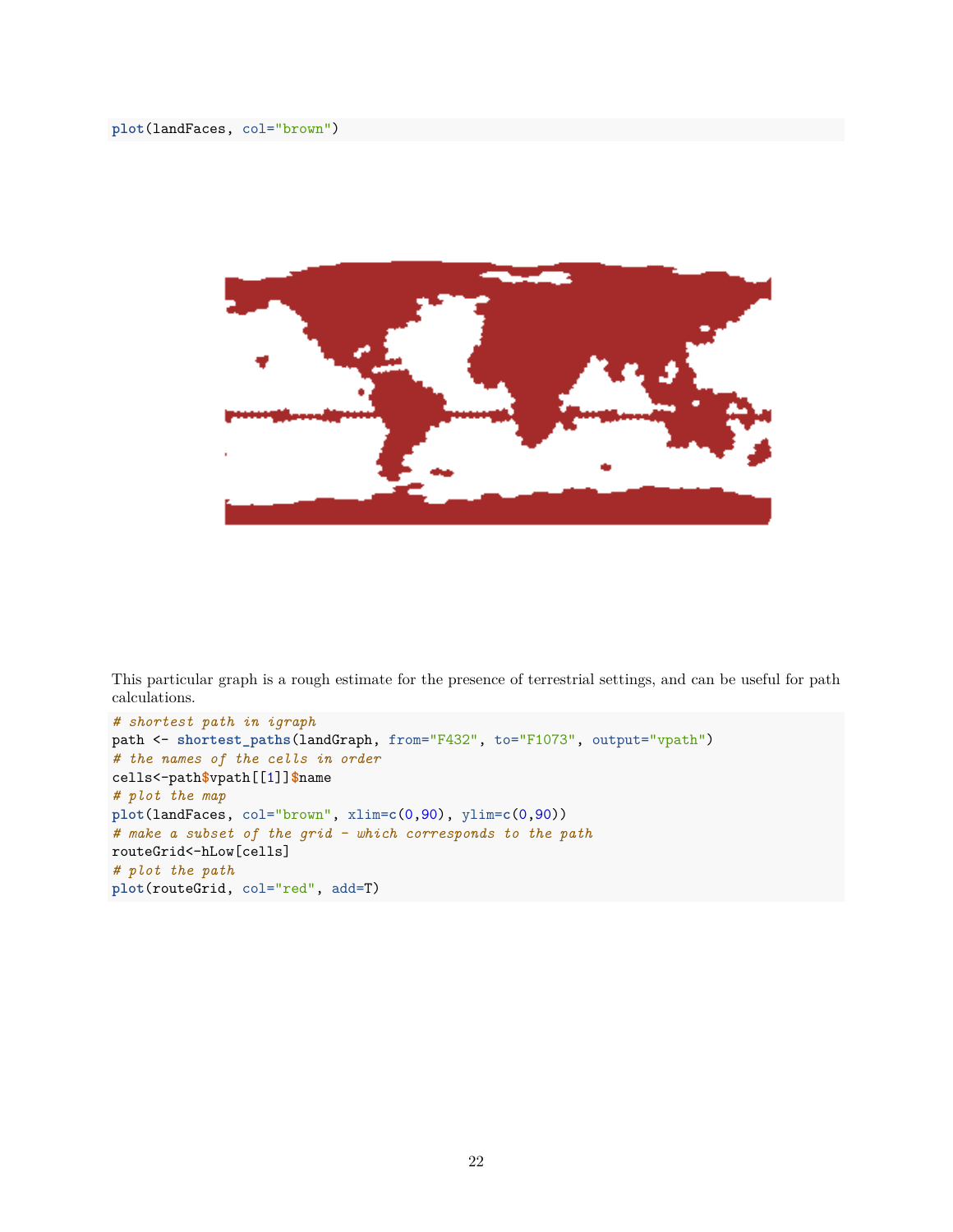```
plot(landFaces, col="brown")
```

This particular graph is a rough estimate for the presence of terrestrial settings, and can be useful for path calculations.

```
# shortest path in igraph
path <- shortest_paths(landGraph, from="F432", to="F1073", output="vpath")
# the names of the cells in order
cells<-path$vpath[[1]]$name
# plot the map
plot(landFaces, col="brown", xlim=c(0,90), ylim=c(0,90))
# make a subset of the grid - which corresponds to the path
routeGrid<-hLow[cells]
# plot the path
plot(routeGrid, col="red", add=T)
```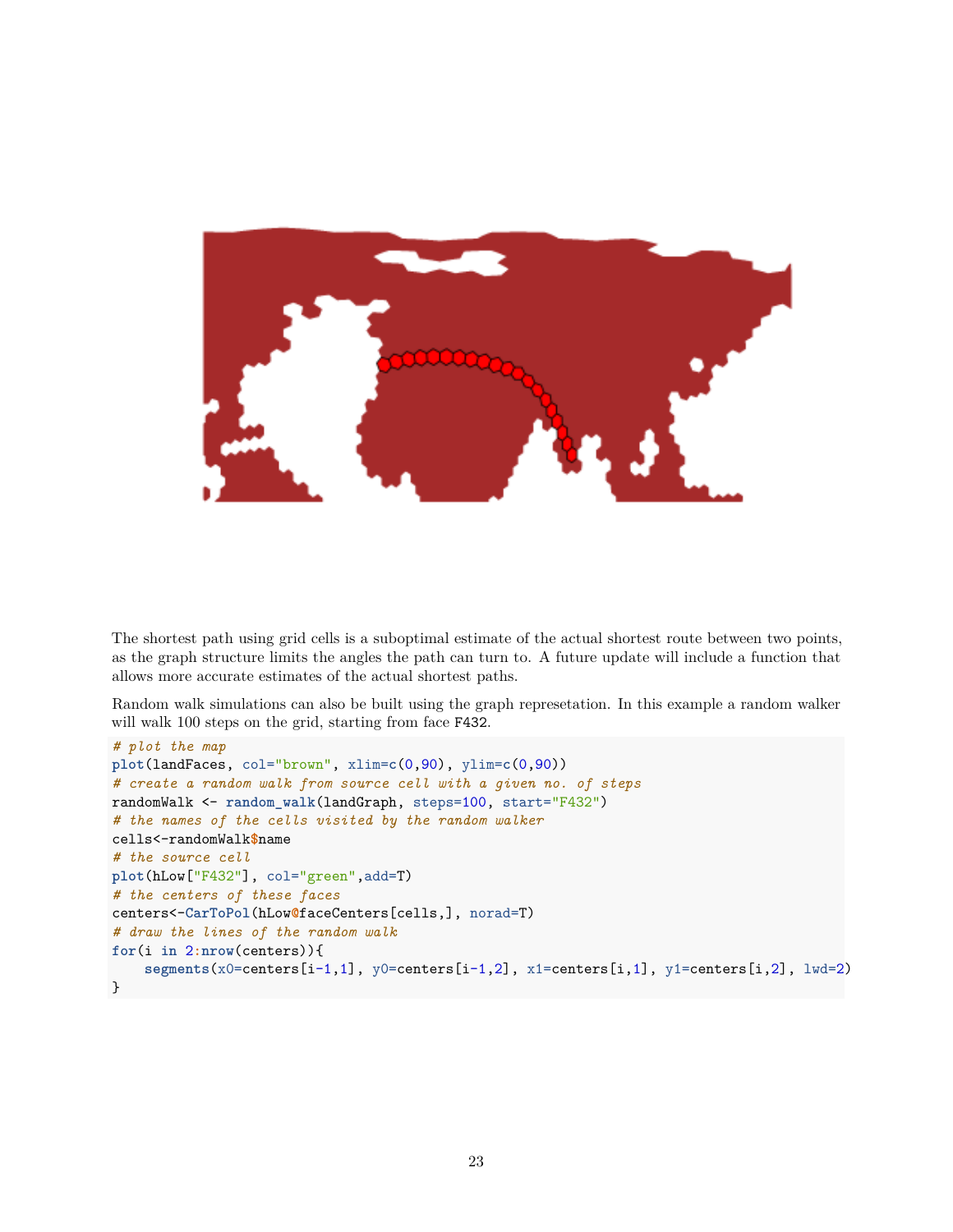The shortest path using grid cells is a suboptimal estimate of the actual shortest route between two points, as the graph structure limits the angles the path can turn to. A future update will include a function that allows more accurate estimates of the actual shortest paths.

Random walk simulations can also be built using the graph represetation. In this example a random walker will walk 100 steps on the grid, starting from face `F432`.

```
# plot the map
plot(landFaces, col="brown", xlim=c(0,90), ylim=c(0,90))
# create a random walk from source cell with a given no. of steps
randomWalk <- random_walk(landGraph, steps=100, start="F432")
# the names of the cells visited by the random walker
cells<-randomWalk$name
# the source cell
plot(hLow["F432"], col="green",add=T)
# the centers of these faces
centers<-CarToPol(hLow@faceCenters[cells,], norad=T)
# draw the lines of the random walk
for(i in 2:nrow(centers)){
    segments(x0=centers[i-1,1], y0=centers[i-1,2], x1=centers[i,1], y1=centers[i,2], lwd=2)
}
```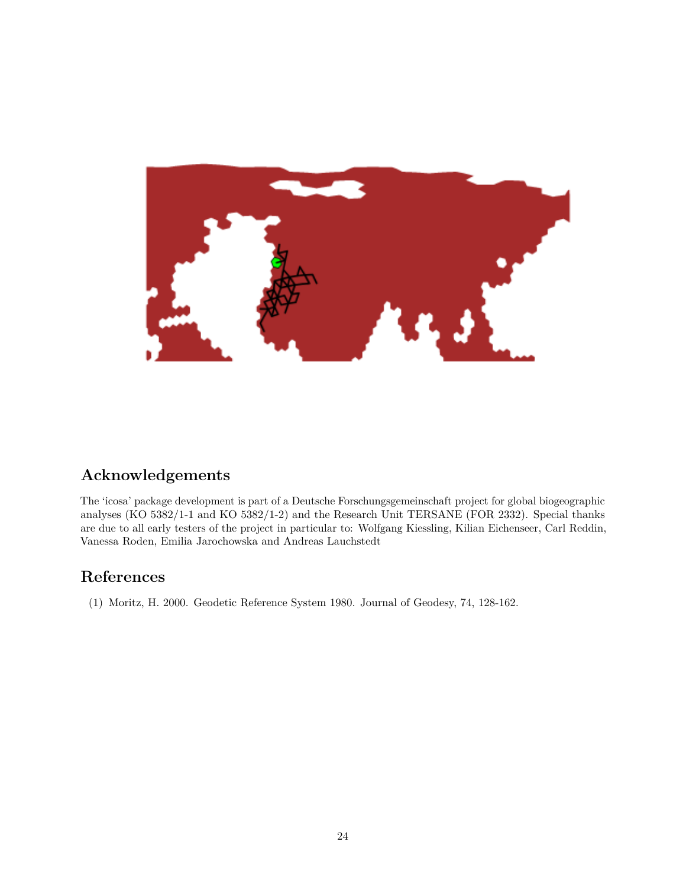## Acknowledgements

The 'icosa' package development is part of a Deutsche Forschungsgemeinschaft project for global biogeographic analyses (KO 5382/1-1 and KO 5382/1-2) and the Research Unit TERSANE (FOR 2332). Special thanks are due to all early testers of the project in particular to: Wolfgang Kiessling, Kilian Eichenseer, Carl Reddin, Vanessa Roden, Emilia Jarochowska and Andreas Lauchstedt

## References

(1) Moritz, H. 2000. Geodetic Reference System 1980. Journal of Geodesy, 74, 128-162.